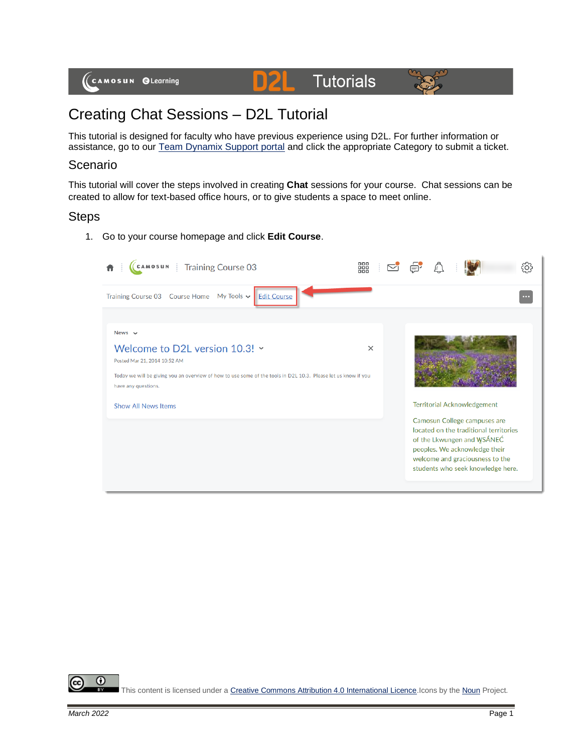# Creating Chat Sessions – D2L Tutorial

This tutorial is designed for faculty who have previous experience using D2L. For further information or assistance, go to our Team Dynamix Support portal and click the appropriate Category to submit a ticket.

## Scenario

This tutorial will cover the steps involved in creating **Chat** sessions for your course. Chat sessions can be created to allow for text-based office hours, or to give students a space to meet online.

## Steps

1. Go to your course homepage and click **Edit Course**.

This content is licensed under a Creative Commons Attribution 4.0 International Licence. Icons by the Noun Project.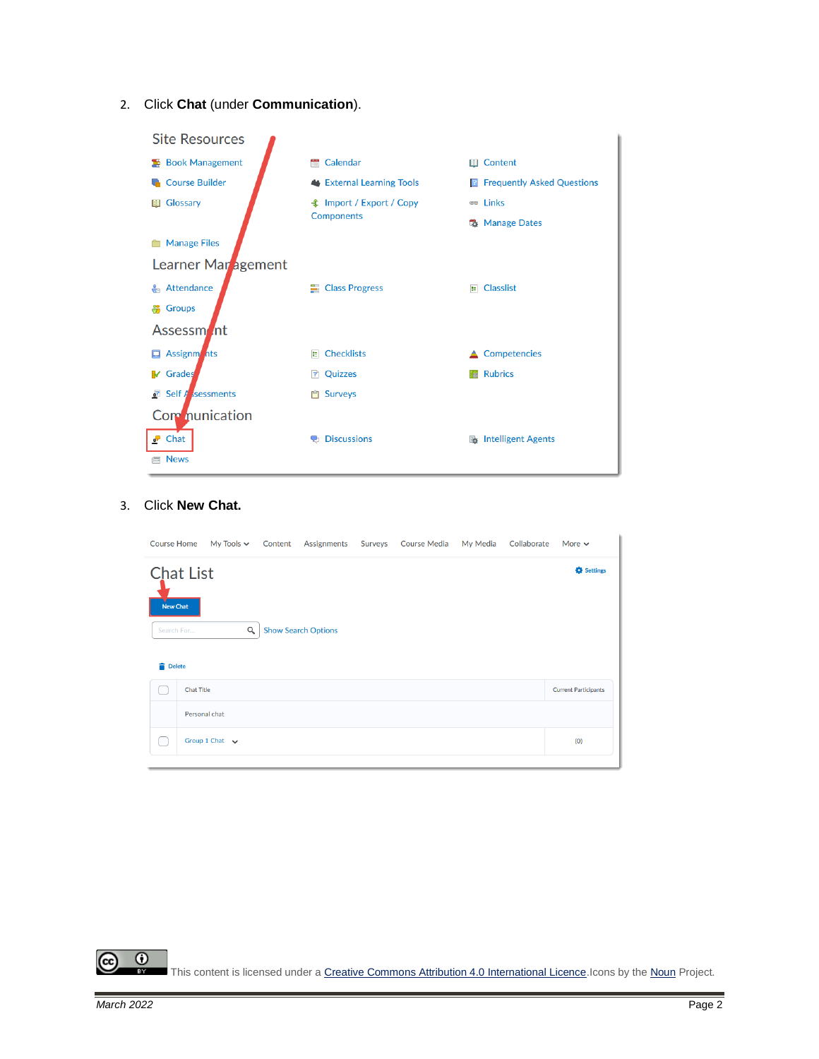2. Click **Chat** (under **Communication**).

Site Resources

Book Management
Calendar
Content
Course Builder
External Learning Tools
Frequently Asked Questions
Glossary
Import / Export / Copy Components
Links
Manage Dates
Manage Files

Learner Management

Attendance
Class Progress
Classlist
Groups

Assessment

Assignments
Checklists
Competencies
Grades
Quizzes
Rubrics
Self Assessments
Surveys

Communication

Chat
Discussions
Intelligent Agents
News

3. Click **New Chat.**

Course Home | My Tools | Content | Assignments | Surveys | Course Media | My Media | Collaborate | More

Chat List

Settings

New Chat

Search For... Show Search Options

Delete

| | Chat Title | Current Participants |
|---|---|---|
| | Personal chat | |
| | Group 1 Chat | (0) |

This content is licensed under a Creative Commons Attribution 4.0 International Licence. Icons by the Noun Project.

March 2022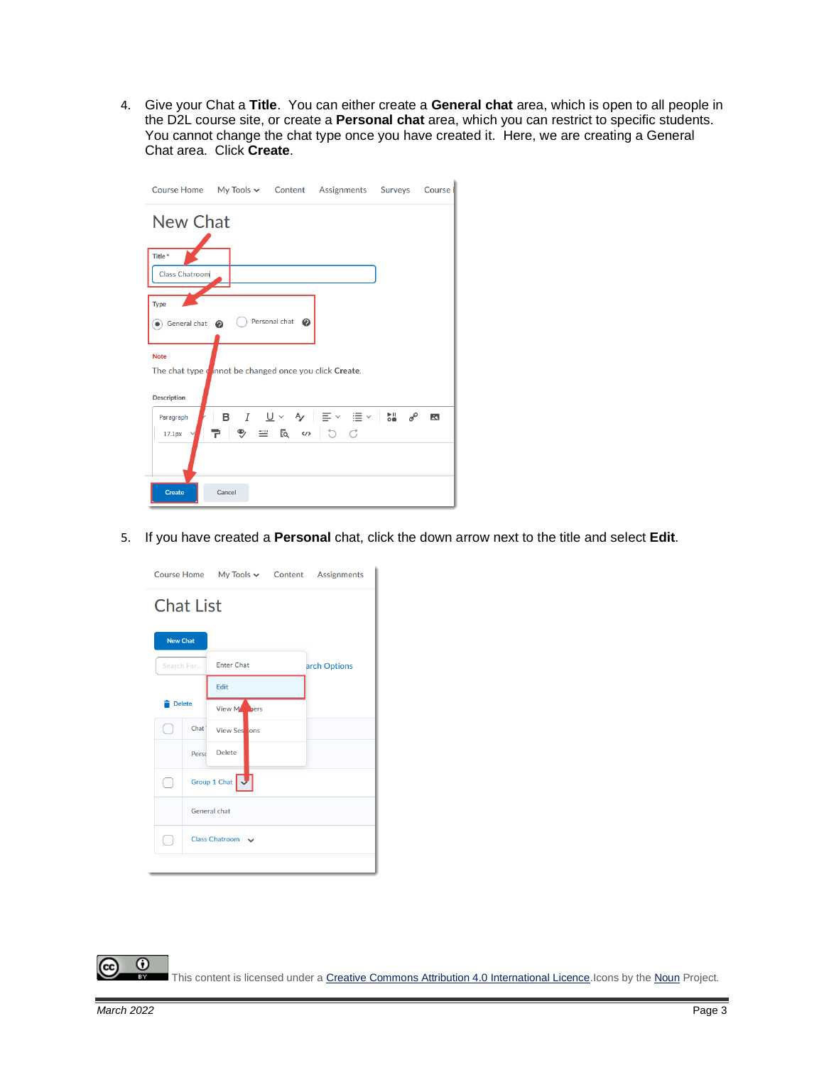4. Give your Chat a **Title**. You can either create a **General chat** area, which is open to all people in the D2L course site, or create a **Personal chat** area, which you can restrict to specific students. You cannot change the chat type once you have created it. Here, we are creating a General Chat area. Click **Create**.

5. If you have created a **Personal** chat, click the down arrow next to the title and select **Edit**.

This content is licensed under a Creative Commons Attribution 4.0 International Licence. Icons by the Noun Project.

March 2022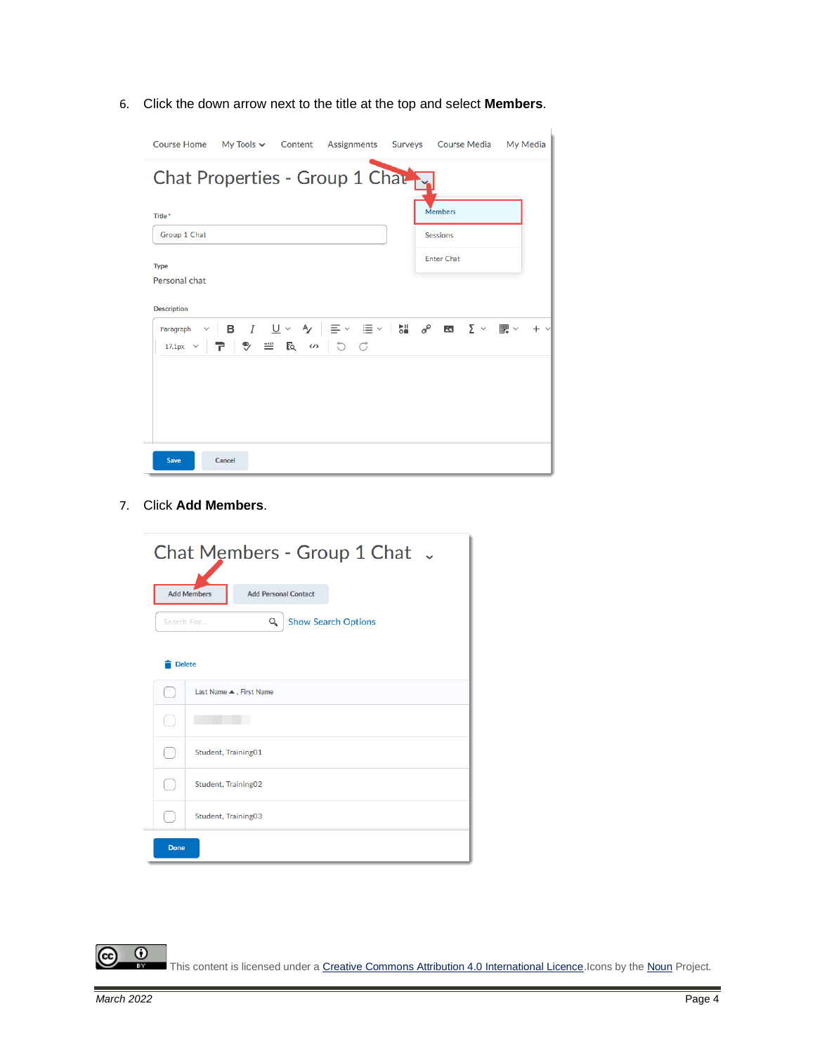6. Click the down arrow next to the title at the top and select **Members**.

7. Click **Add Members**.

This content is licensed under a Creative Commons Attribution 4.0 International Licence. Icons by the Noun Project.

March 2022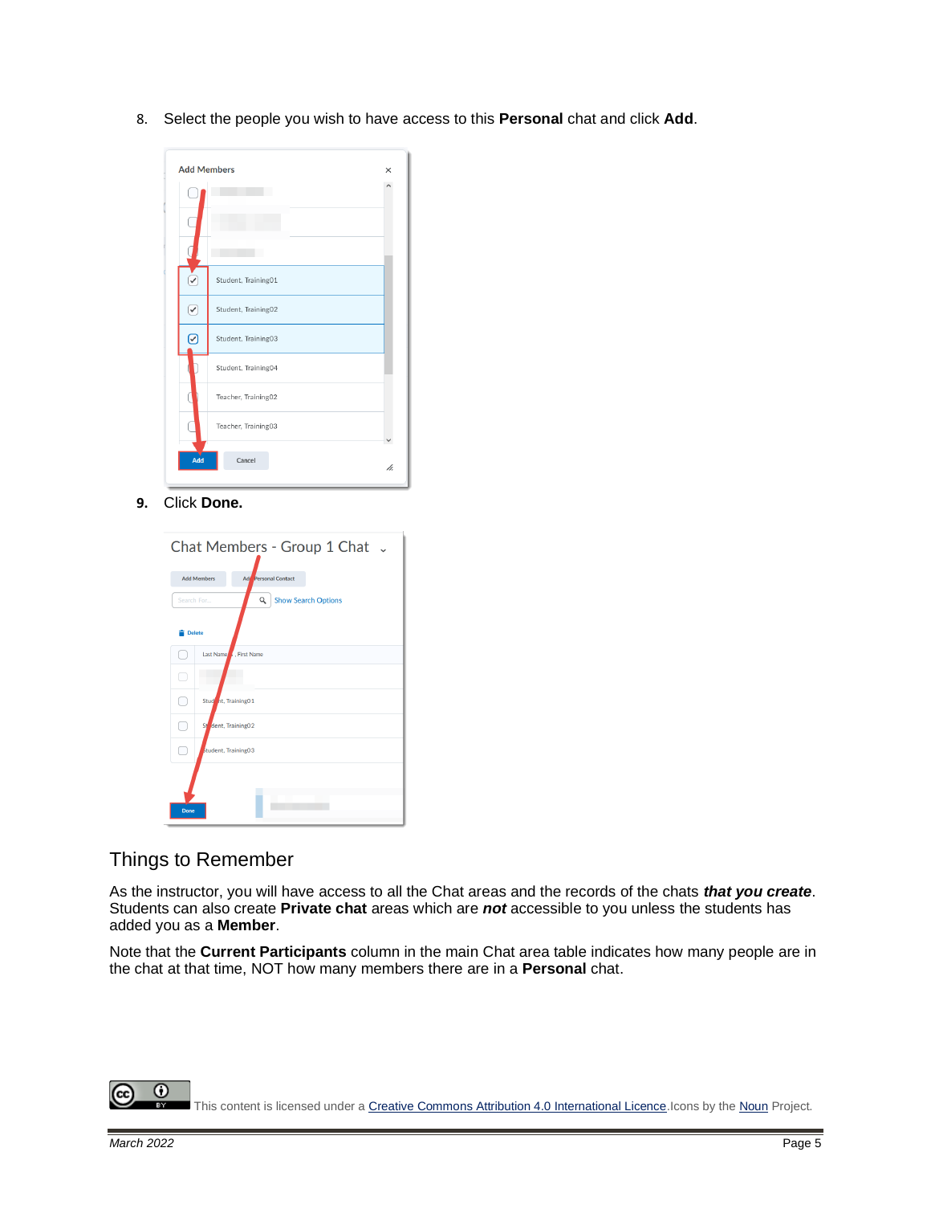8. Select the people you wish to have access to this **Personal** chat and click **Add**.

9. Click **Done.**

## Things to Remember

As the instructor, you will have access to all the Chat areas and the records of the chats ***that you create***. Students can also create **Private chat** areas which are ***not*** accessible to you unless the students has added you as a **Member**.

Note that the **Current Participants** column in the main Chat area table indicates how many people are in the chat at that time, NOT how many members there are in a **Personal** chat.

This content is licensed under a Creative Commons Attribution 4.0 International Licence. Icons by the Noun Project.

*March 2022*